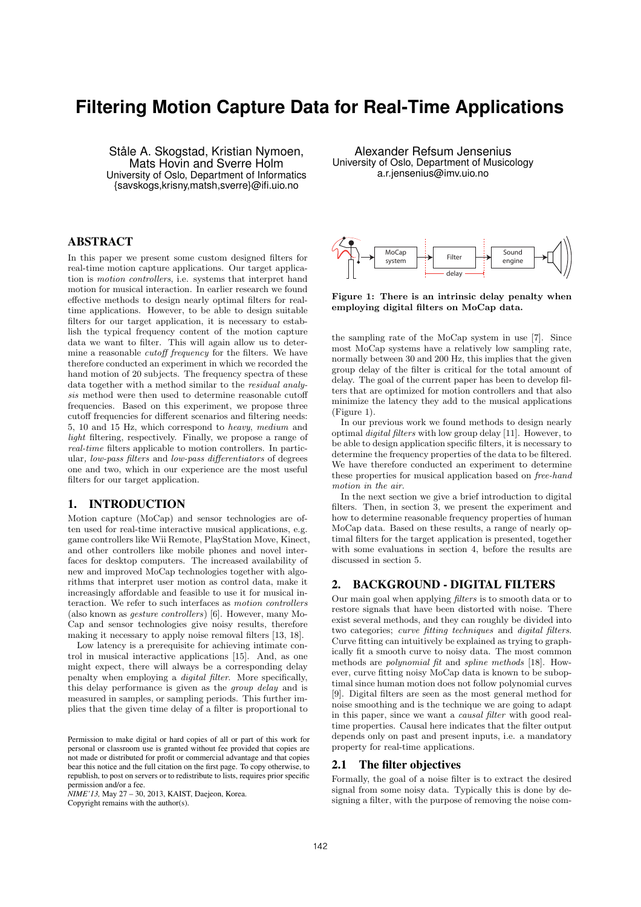# Filtering Motion Capture Data for Real-Time Applications

Ståle A. Skogstad, Kristian Nymoen, Mats Hovin and Sverre Holm
University of Oslo, Department of Informatics
{savskogs,krisny,matsh,sverre}@ifi.uio.no

Alexander Refsum Jensenius
University of Oslo, Department of Musicology
a.r.jensenius@imv.uio.no

## ABSTRACT

In this paper we present some custom designed filters for real-time motion capture applications. Our target application is *motion controllers*, i.e. systems that interpret hand motion for musical interaction. In earlier research we found effective methods to design nearly optimal filters for real-time applications. However, to be able to design suitable filters for our target application, it is necessary to establish the typical frequency content of the motion capture data we want to filter. This will again allow us to determine a reasonable *cutoff frequency* for the filters. We have therefore conducted an experiment in which we recorded the hand motion of 20 subjects. The frequency spectra of these data together with a method similar to the *residual analysis* method were then used to determine reasonable cutoff frequencies. Based on this experiment, we propose three cutoff frequencies for different scenarios and filtering needs: 5, 10 and 15 Hz, which correspond to *heavy*, *medium* and *light* filtering, respectively. Finally, we propose a range of *real-time* filters applicable to motion controllers. In particular, *low-pass filters* and *low-pass differentiators* of degrees one and two, which in our experience are the most useful filters for our target application.

## 1. INTRODUCTION

Motion capture (MoCap) and sensor technologies are often used for real-time interactive musical applications, e.g. game controllers like Wii Remote, PlayStation Move, Kinect, and other controllers like mobile phones and novel interfaces for desktop computers. The increased availability of new and improved MoCap technologies together with algorithms that interpret user motion as control data, make it increasingly affordable and feasible to use it for musical interaction. We refer to such interfaces as *motion controllers* (also known as *gesture controllers*) [6]. However, many MoCap and sensor technologies give noisy results, therefore making it necessary to apply noise removal filters [13, 18].

Low latency is a prerequisite for achieving intimate control in musical interactive applications [15]. And, as one might expect, there will always be a corresponding delay penalty when employing a *digital filter*. More specifically, this delay performance is given as the *group delay* and is measured in samples, or sampling periods. This further implies that the given time delay of a filter is proportional to the sampling rate of the MoCap system in use [7]. Since most MoCap systems have a relatively low sampling rate, normally between 30 and 200 Hz, this implies that the given group delay of the filter is critical for the total amount of delay. The goal of the current paper has been to develop filters that are optimized for motion controllers and that also minimize the latency they add to the musical applications (Figure 1).

**Figure 1: There is an intrinsic delay penalty when employing digital filters on MoCap data.**

In our previous work we found methods to design nearly optimal *digital filters* with low group delay [11]. However, to be able to design application specific filters, it is necessary to determine the frequency properties of the data to be filtered. We have therefore conducted an experiment to determine these properties for musical application based on *free-hand motion in the air*.

In the next section we give a brief introduction to digital filters. Then, in section 3, we present the experiment and how to determine reasonable frequency properties of human MoCap data. Based on these results, a range of nearly optimal filters for the target application is presented, together with some evaluations in section 4, before the results are discussed in section 5.

## 2. BACKGROUND - DIGITAL FILTERS

Our main goal when applying *filters* is to smooth data or to restore signals that have been distorted with noise. There exist several methods, and they can roughly be divided into two categories; *curve fitting techniques* and *digital filters*. Curve fitting can intuitively be explained as trying to graphically fit a smooth curve to noisy data. The most common methods are *polynomial fit* and *spline methods* [18]. However, curve fitting noisy MoCap data is known to be suboptimal since human motion does not follow polynomial curves [9]. Digital filters are seen as the most general method for noise smoothing and is the technique we are going to adapt in this paper, since we want a *causal filter* with good real-time properties. Causal here indicates that the filter output depends only on past and present inputs, i.e. a mandatory property for real-time applications.

### 2.1 The filter objectives

Formally, the goal of a noise filter is to extract the desired signal from some noisy data. Typically this is done by designing a filter, with the purpose of removing the noise com-

Permission to make digital or hard copies of all or part of this work for personal or classroom use is granted without fee provided that copies are not made or distributed for profit or commercial advantage and that copies bear this notice and the full citation on the first page. To copy otherwise, to republish, to post on servers or to redistribute to lists, requires prior specific permission and/or a fee.
*NIME'13,* May 27 – 30, 2013, KAIST, Daejeon, Korea.
Copyright remains with the author(s).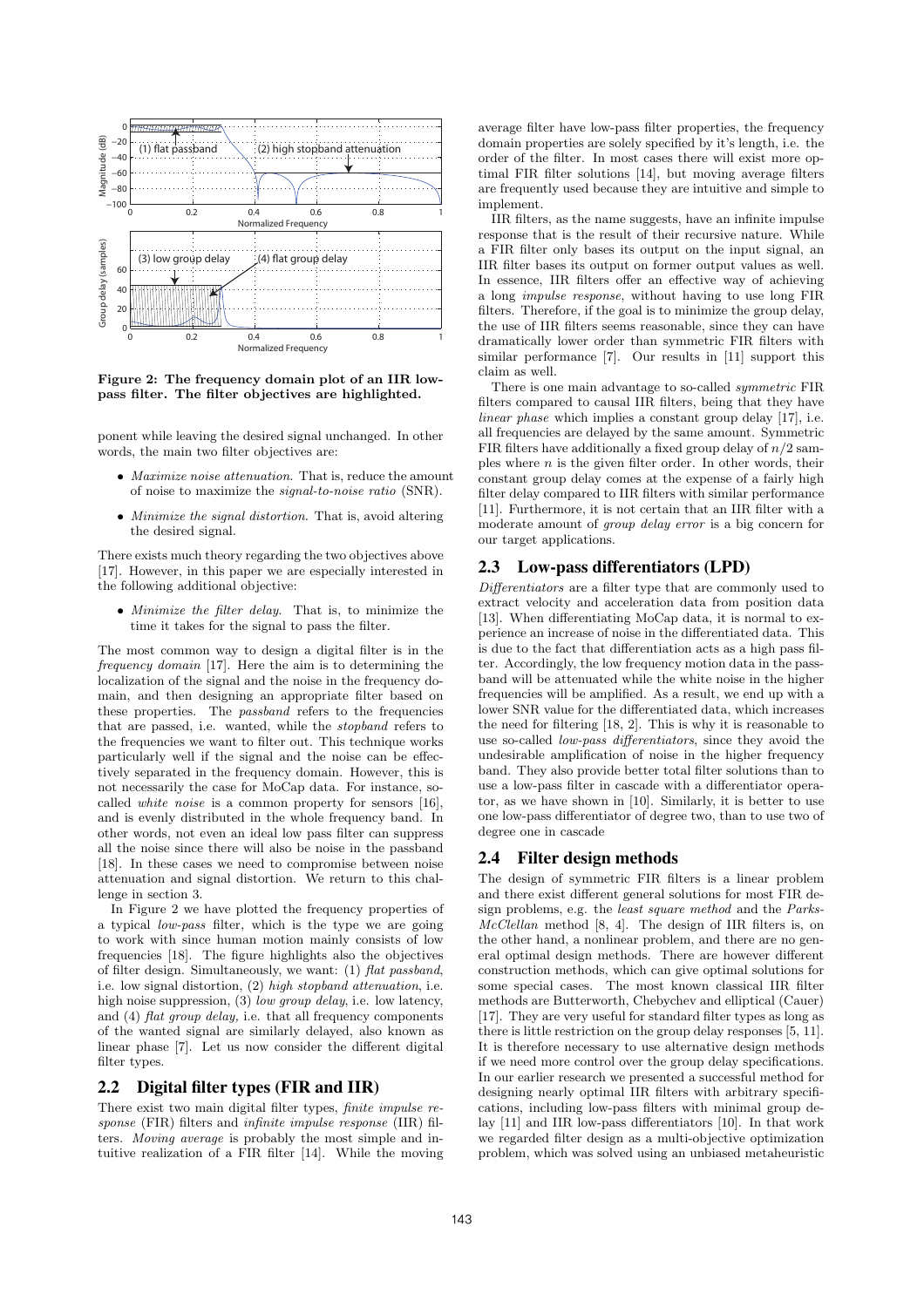**Figure 2: The frequency domain plot of an IIR low-pass filter. The filter objectives are highlighted.**

ponent while leaving the desired signal unchanged. In other words, the main two filter objectives are:

- *Maximize noise attenuation*. That is, reduce the amount of noise to maximize the *signal-to-noise ratio* (SNR).
- *Minimize the signal distortion*. That is, avoid altering the desired signal.

There exists much theory regarding the two objectives above [17]. However, in this paper we are especially interested in the following additional objective:

- *Minimize the filter delay*. That is, to minimize the time it takes for the signal to pass the filter.

The most common way to design a digital filter is in the *frequency domain* [17]. Here the aim is to determining the localization of the signal and the noise in the frequency domain, and then designing an appropriate filter based on these properties. The *passband* refers to the frequencies that are passed, i.e. wanted, while the *stopband* refers to the frequencies we want to filter out. This technique works particularly well if the signal and the noise can be effectively separated in the frequency domain. However, this is not necessarily the case for MoCap data. For instance, so-called *white noise* is a common property for sensors [16], and is evenly distributed in the whole frequency band. In other words, not even an ideal low pass filter can suppress all the noise since there will also be noise in the passband [18]. In these cases we need to compromise between noise attenuation and signal distortion. We return to this challenge in section 3.

In Figure 2 we have plotted the frequency properties of a typical *low-pass* filter, which is the type we are going to work with since human motion mainly consists of low frequencies [18]. The figure highlights also the objectives of filter design. Simultaneously, we want: (1) *flat passband*, i.e. low signal distortion, (2) *high stopband attenuation*, i.e. high noise suppression, (3) *low group delay*, i.e. low latency, and (4) *flat group delay,* i.e. that all frequency components of the wanted signal are similarly delayed, also known as linear phase [7]. Let us now consider the different digital filter types.

## 2.2 Digital filter types (FIR and IIR)

There exist two main digital filter types, *finite impulse response* (FIR) filters and *infinite impulse response* (IIR) filters. *Moving average* is probably the most simple and intuitive realization of a FIR filter [14]. While the moving average filter have low-pass filter properties, the frequency domain properties are solely specified by it's length, i.e. the order of the filter. In most cases there will exist more optimal FIR filter solutions [14], but moving average filters are frequently used because they are intuitive and simple to implement.

IIR filters, as the name suggests, have an infinite impulse response that is the result of their recursive nature. While a FIR filter only bases its output on the input signal, an IIR filter bases its output on former output values as well. In essence, IIR filters offer an effective way of achieving a long *impulse response*, without having to use long FIR filters. Therefore, if the goal is to minimize the group delay, the use of IIR filters seems reasonable, since they can have dramatically lower order than symmetric FIR filters with similar performance [7]. Our results in [11] support this claim as well.

There is one main advantage to so-called *symmetric* FIR filters compared to causal IIR filters, being that they have *linear phase* which implies a constant group delay [17], i.e. all frequencies are delayed by the same amount. Symmetric FIR filters have additionally a fixed group delay of $n/2$ samples where $n$ is the given filter order. In other words, their constant group delay comes at the expense of a fairly high filter delay compared to IIR filters with similar performance [11]. Furthermore, it is not certain that an IIR filter with a moderate amount of *group delay error* is a big concern for our target applications.

## 2.3 Low-pass differentiators (LPD)

*Differentiators* are a filter type that are commonly used to extract velocity and acceleration data from position data [13]. When differentiating MoCap data, it is normal to experience an increase of noise in the differentiated data. This is due to the fact that differentiation acts as a high pass filter. Accordingly, the low frequency motion data in the passband will be attenuated while the white noise in the higher frequencies will be amplified. As a result, we end up with a lower SNR value for the differentiated data, which increases the need for filtering [18, 2]. This is why it is reasonable to use so-called *low-pass differentiators*, since they avoid the undesirable amplification of noise in the higher frequency band. They also provide better total filter solutions than to use a low-pass filter in cascade with a differentiator operator, as we have shown in [10]. Similarly, it is better to use one low-pass differentiator of degree two, than to use two of degree one in cascade

## 2.4 Filter design methods

The design of symmetric FIR filters is a linear problem and there exist different general solutions for most FIR design problems, e.g. the *least square method* and the *Parks-McClellan* method [8, 4]. The design of IIR filters is, on the other hand, a nonlinear problem, and there are no general optimal design methods. There are however different construction methods, which can give optimal solutions for some special cases. The most known classical IIR filter methods are Butterworth, Chebychev and elliptical (Cauer) [17]. They are very useful for standard filter types as long as there is little restriction on the group delay responses [5, 11]. It is therefore necessary to use alternative design methods if we need more control over the group delay specifications. In our earlier research we presented a successful method for designing nearly optimal IIR filters with arbitrary specifications, including low-pass filters with minimal group delay [11] and IIR low-pass differentiators [10]. In that work we regarded filter design as a multi-objective optimization problem, which was solved using an unbiased metaheuristic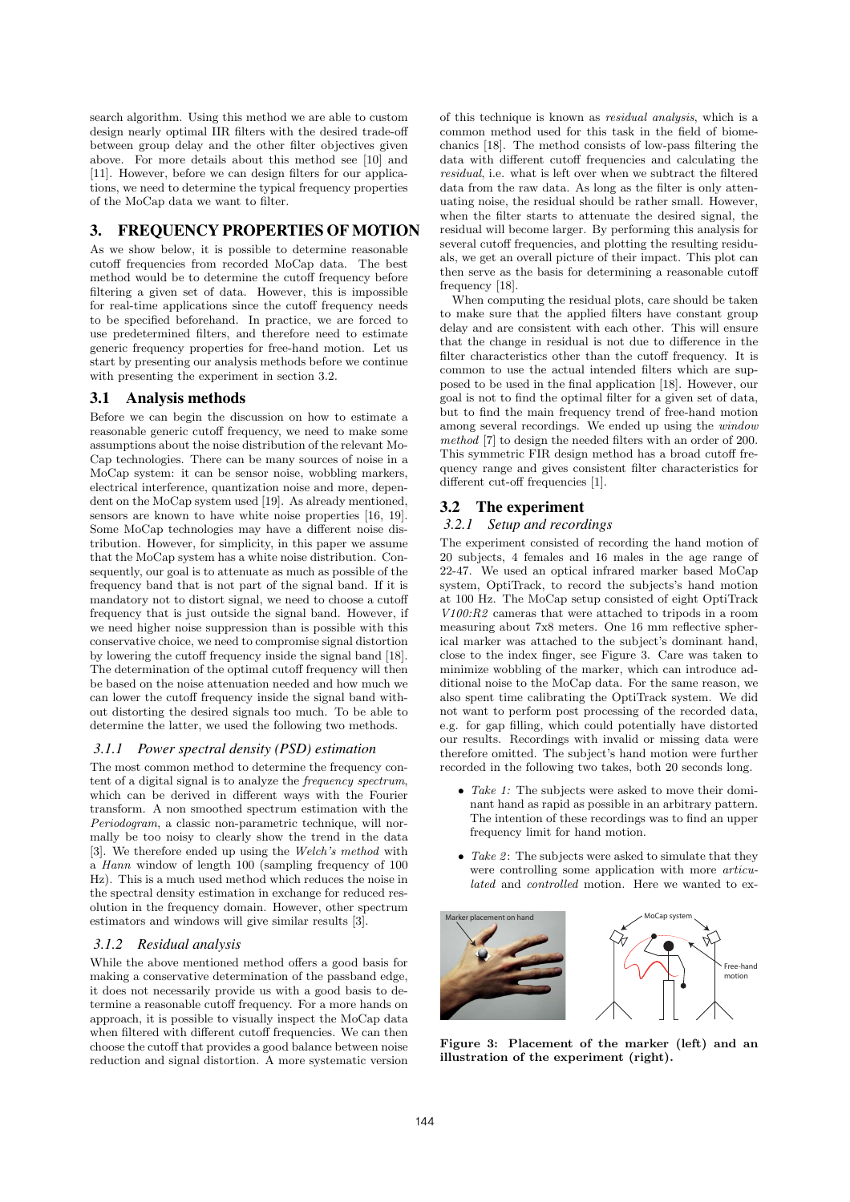search algorithm. Using this method we are able to custom design nearly optimal IIR filters with the desired trade-off between group delay and the other filter objectives given above. For more details about this method see [10] and [11]. However, before we can design filters for our applications, we need to determine the typical frequency properties of the MoCap data we want to filter.

# 3. FREQUENCY PROPERTIES OF MOTION

As we show below, it is possible to determine reasonable cutoff frequencies from recorded MoCap data. The best method would be to determine the cutoff frequency before filtering a given set of data. However, this is impossible for real-time applications since the cutoff frequency needs to be specified beforehand. In practice, we are forced to use predetermined filters, and therefore need to estimate generic frequency properties for free-hand motion. Let us start by presenting our analysis methods before we continue with presenting the experiment in section 3.2.

## 3.1 Analysis methods

Before we can begin the discussion on how to estimate a reasonable generic cutoff frequency, we need to make some assumptions about the noise distribution of the relevant MoCap technologies. There can be many sources of noise in a MoCap system: it can be sensor noise, wobbling markers, electrical interference, quantization noise and more, dependent on the MoCap system used [19]. As already mentioned, sensors are known to have white noise properties [16, 19]. Some MoCap technologies may have a different noise distribution. However, for simplicity, in this paper we assume that the MoCap system has a white noise distribution. Consequently, our goal is to attenuate as much as possible of the frequency band that is not part of the signal band. If it is mandatory not to distort signal, we need to choose a cutoff frequency that is just outside the signal band. However, if we need higher noise suppression than is possible with this conservative choice, we need to compromise signal distortion by lowering the cutoff frequency inside the signal band [18]. The determination of the optimal cutoff frequency will then be based on the noise attenuation needed and how much we can lower the cutoff frequency inside the signal band without distorting the desired signals too much. To be able to determine the latter, we used the following two methods.

### 3.1.1 Power spectral density (PSD) estimation

The most common method to determine the frequency content of a digital signal is to analyze the *frequency spectrum*, which can be derived in different ways with the Fourier transform. A non smoothed spectrum estimation with the *Periodogram*, a classic non-parametric technique, will normally be too noisy to clearly show the trend in the data [3]. We therefore ended up using the *Welch's method* with a *Hann* window of length 100 (sampling frequency of 100 Hz). This is a much used method which reduces the noise in the spectral density estimation in exchange for reduced resolution in the frequency domain. However, other spectrum estimators and windows will give similar results [3].

### 3.1.2 Residual analysis

While the above mentioned method offers a good basis for making a conservative determination of the passband edge, it does not necessarily provide us with a good basis to determine a reasonable cutoff frequency. For a more hands on approach, it is possible to visually inspect the MoCap data when filtered with different cutoff frequencies. We can then choose the cutoff that provides a good balance between noise reduction and signal distortion. A more systematic version of this technique is known as *residual analysis*, which is a common method used for this task in the field of biomechanics [18]. The method consists of low-pass filtering the data with different cutoff frequencies and calculating the *residual*, i.e. what is left over when we subtract the filtered data from the raw data. As long as the filter is only attenuating noise, the residual should be rather small. However, when the filter starts to attenuate the desired signal, the residual will become larger. By performing this analysis for several cutoff frequencies, and plotting the resulting residuals, we get an overall picture of their impact. This plot can then serve as the basis for determining a reasonable cutoff frequency [18].

When computing the residual plots, care should be taken to make sure that the applied filters have constant group delay and are consistent with each other. This will ensure that the change in residual is not due to difference in the filter characteristics other than the cutoff frequency. It is common to use the actual intended filters which are supposed to be used in the final application [18]. However, our goal is not to find the optimal filter for a given set of data, but to find the main frequency trend of free-hand motion among several recordings. We ended up using the *window method* [7] to design the needed filters with an order of 200. This symmetric FIR design method has a broad cutoff frequency range and gives consistent filter characteristics for different cut-off frequencies [1].

## 3.2 The experiment

### 3.2.1 Setup and recordings

The experiment consisted of recording the hand motion of 20 subjects, 4 females and 16 males in the age range of 22-47. We used an optical infrared marker based MoCap system, OptiTrack, to record the subjects's hand motion at 100 Hz. The MoCap setup consisted of eight OptiTrack *V100:R2* cameras that were attached to tripods in a room measuring about 7x8 meters. One 16 mm reflective spherical marker was attached to the subject's dominant hand, close to the index finger, see Figure 3. Care was taken to minimize wobbling of the marker, which can introduce additional noise to the MoCap data. For the same reason, we also spent time calibrating the OptiTrack system. We did not want to perform post processing of the recorded data, e.g. for gap filling, which could potentially have distorted our results. Recordings with invalid or missing data were therefore omitted. The subject's hand motion were further recorded in the following two takes, both 20 seconds long.

- *Take 1:* The subjects were asked to move their dominant hand as rapid as possible in an arbitrary pattern. The intention of these recordings was to find an upper frequency limit for hand motion.
- *Take 2*: The subjects were asked to simulate that they were controlling some application with more *articulated* and *controlled* motion. Here we wanted to ex-

**Figure 3: Placement of the marker (left) and an illustration of the experiment (right).**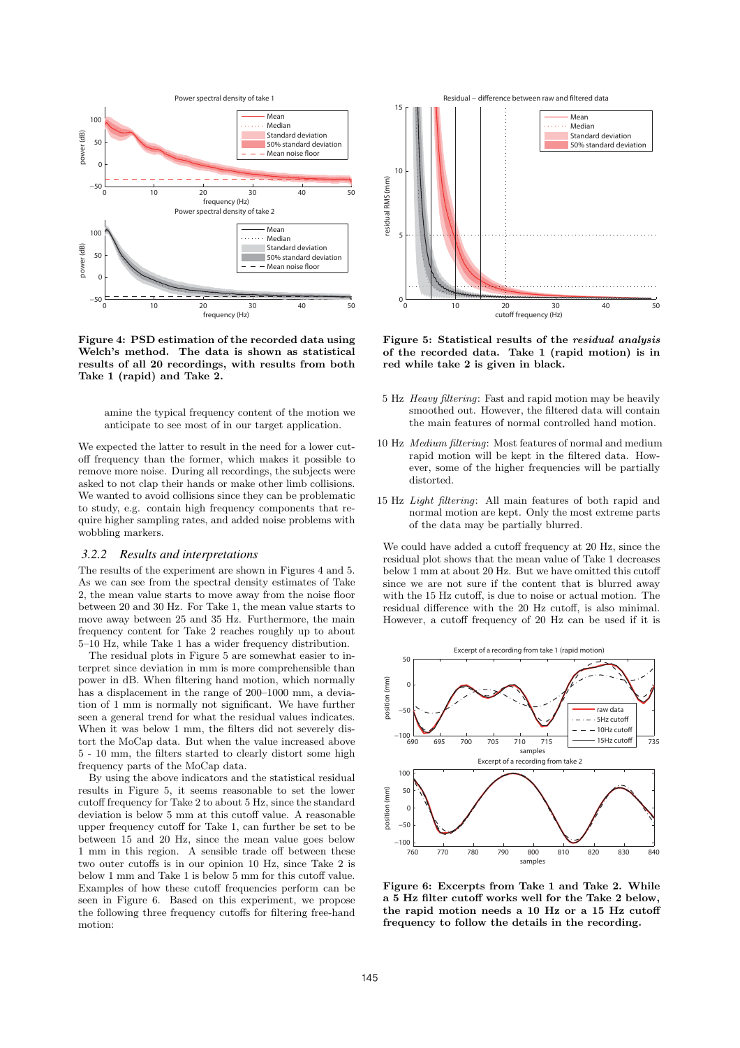Figure 4: PSD estimation of the recorded data using Welch's method. The data is shown as statistical results of all 20 recordings, with results from both Take 1 (rapid) and Take 2.

amine the typical frequency content of the motion we anticipate to see most of in our target application.

We expected the latter to result in the need for a lower cutoff frequency than the former, which makes it possible to remove more noise. During all recordings, the subjects were asked to not clap their hands or make other limb collisions. We wanted to avoid collisions since they can be problematic to study, e.g. contain high frequency components that require higher sampling rates, and added noise problems with wobbling markers.

### 3.2.2 Results and interpretations

The results of the experiment are shown in Figures 4 and 5. As we can see from the spectral density estimates of Take 2, the mean value starts to move away from the noise floor between 20 and 30 Hz. For Take 1, the mean value starts to move away between 25 and 35 Hz. Furthermore, the main frequency content for Take 2 reaches roughly up to about 5–10 Hz, while Take 1 has a wider frequency distribution.

The residual plots in Figure 5 are somewhat easier to interpret since deviation in mm is more comprehensible than power in dB. When filtering hand motion, which normally has a displacement in the range of 200–1000 mm, a deviation of 1 mm is normally not significant. We have further seen a general trend for what the residual values indicates. When it was below 1 mm, the filters did not severely distort the MoCap data. But when the value increased above 5 - 10 mm, the filters started to clearly distort some high frequency parts of the MoCap data.

By using the above indicators and the statistical residual results in Figure 5, it seems reasonable to set the lower cutoff frequency for Take 2 to about 5 Hz, since the standard deviation is below 5 mm at this cutoff value. A reasonable upper frequency cutoff for Take 1, can further be set to be between 15 and 20 Hz, since the mean value goes below 1 mm in this region. A sensible trade off between these two outer cutoffs is in our opinion 10 Hz, since Take 2 is below 1 mm and Take 1 is below 5 mm for this cutoff value. Examples of how these cutoff frequencies perform can be seen in Figure 6. Based on this experiment, we propose the following three frequency cutoffs for filtering free-hand motion:

Figure 5: Statistical results of the *residual analysis* of the recorded data. Take 1 (rapid motion) is in red while take 2 is given in black.

- 5 Hz *Heavy filtering*: Fast and rapid motion may be heavily smoothed out. However, the filtered data will contain the main features of normal controlled hand motion.
- 10 Hz *Medium filtering*: Most features of normal and medium rapid motion will be kept in the filtered data. However, some of the higher frequencies will be partially distorted.
- 15 Hz *Light filtering*: All main features of both rapid and normal motion are kept. Only the most extreme parts of the data may be partially blurred.

We could have added a cutoff frequency at 20 Hz, since the residual plot shows that the mean value of Take 1 decreases below 1 mm at about 20 Hz. But we have omitted this cutoff since we are not sure if the content that is blurred away with the 15 Hz cutoff, is due to noise or actual motion. The residual difference with the 20 Hz cutoff, is also minimal. However, a cutoff frequency of 20 Hz can be used if it is

Figure 6: Excerpts from Take 1 and Take 2. While a 5 Hz filter cutoff works well for the Take 2 below, the rapid motion needs a 10 Hz or a 15 Hz cutoff frequency to follow the details in the recording.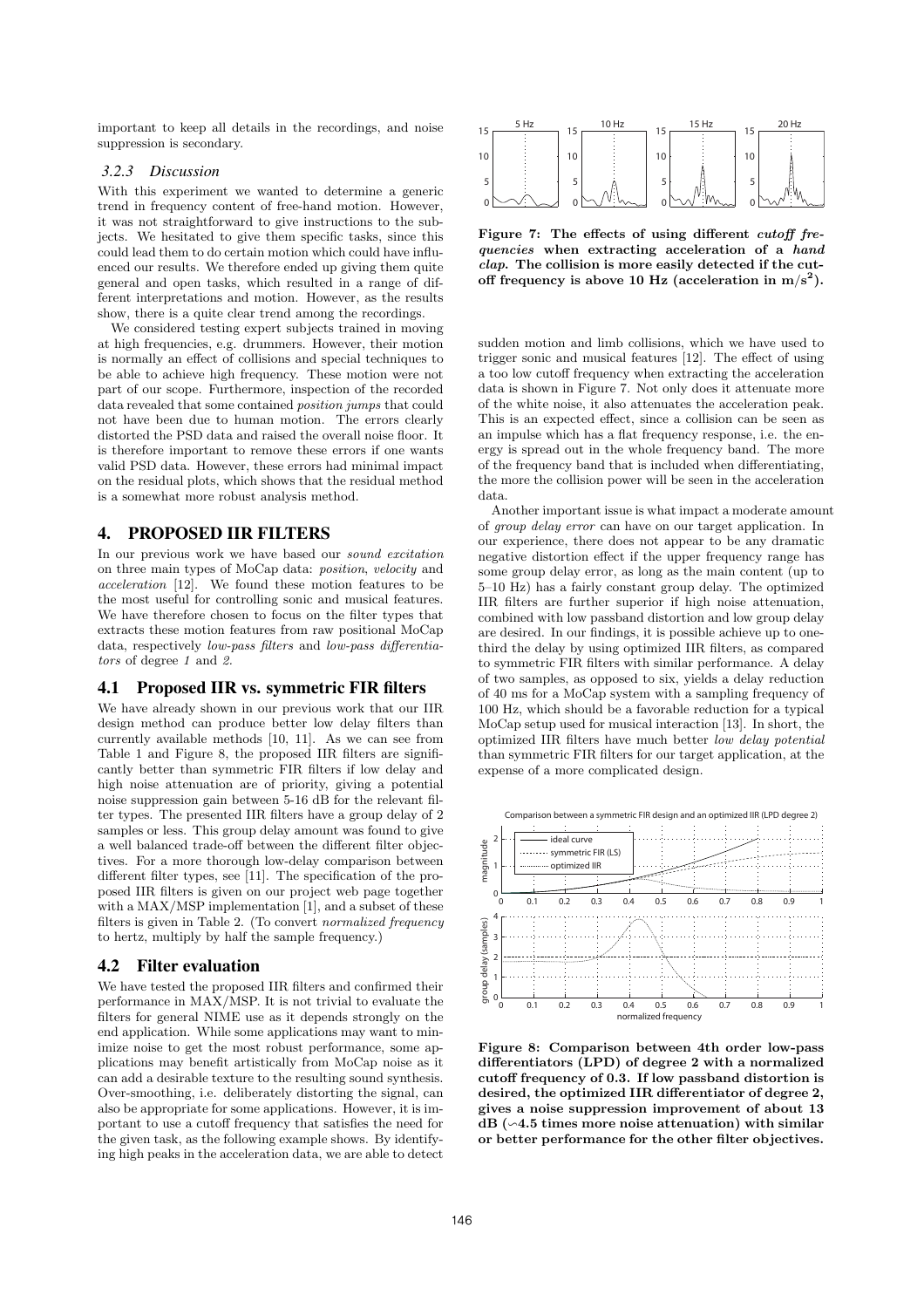important to keep all details in the recordings, and noise suppression is secondary.

### 3.2.3 Discussion

With this experiment we wanted to determine a generic trend in frequency content of free-hand motion. However, it was not straightforward to give instructions to the subjects. We hesitated to give them specific tasks, since this could lead them to do certain motion which could have influenced our results. We therefore ended up giving them quite general and open tasks, which resulted in a range of different interpretations and motion. However, as the results show, there is a quite clear trend among the recordings.

We considered testing expert subjects trained in moving at high frequencies, e.g. drummers. However, their motion is normally an effect of collisions and special techniques to be able to achieve high frequency. These motion were not part of our scope. Furthermore, inspection of the recorded data revealed that some contained *position jumps* that could not have been due to human motion. The errors clearly distorted the PSD data and raised the overall noise floor. It is therefore important to remove these errors if one wants valid PSD data. However, these errors had minimal impact on the residual plots, which shows that the residual method is a somewhat more robust analysis method.

## 4. PROPOSED IIR FILTERS

In our previous work we have based our *sound excitation* on three main types of MoCap data: *position*, *velocity* and *acceleration* [12]. We found these motion features to be the most useful for controlling sonic and musical features. We have therefore chosen to focus on the filter types that extracts these motion features from raw positional MoCap data, respectively *low-pass filters* and *low-pass differentiators* of degree *1* and *2*.

### 4.1 Proposed IIR vs. symmetric FIR filters

We have already shown in our previous work that our IIR design method can produce better low delay filters than currently available methods [10, 11]. As we can see from Table 1 and Figure 8, the proposed IIR filters are significantly better than symmetric FIR filters if low delay and high noise attenuation are of priority, giving a potential noise suppression gain between 5-16 dB for the relevant filter types. The presented IIR filters have a group delay of 2 samples or less. This group delay amount was found to give a well balanced trade-off between the different filter objectives. For a more thorough low-delay comparison between different filter types, see [11]. The specification of the proposed IIR filters is given on our project web page together with a MAX/MSP implementation [1], and a subset of these filters is given in Table 2. (To convert *normalized frequency* to hertz, multiply by half the sample frequency.)

### 4.2 Filter evaluation

We have tested the proposed IIR filters and confirmed their performance in MAX/MSP. It is not trivial to evaluate the filters for general NIME use as it depends strongly on the end application. While some applications may want to minimize noise to get the most robust performance, some applications may benefit artistically from MoCap noise as it can add a desirable texture to the resulting sound synthesis. Over-smoothing, i.e. deliberately distorting the signal, can also be appropriate for some applications. However, it is important to use a cutoff frequency that satisfies the need for the given task, as the following example shows. By identifying high peaks in the acceleration data, we are able to detect sudden motion and limb collisions, which we have used to trigger sonic and musical features [12]. The effect of using a too low cutoff frequency when extracting the acceleration data is shown in Figure 7. Not only does it attenuate more of the white noise, it also attenuates the acceleration peak. This is an expected effect, since a collision can be seen as an impulse which has a flat frequency response, i.e. the energy is spread out in the whole frequency band. The more of the frequency band that is included when differentiating, the more the collision power will be seen in the acceleration data.

**Figure 7: The effects of using different *cutoff frequencies* when extracting acceleration of a *hand clap*. The collision is more easily detected if the cutoff frequency is above 10 Hz (acceleration in $m/s^2$).**

Another important issue is what impact a moderate amount of *group delay error* can have on our target application. In our experience, there does not appear to be any dramatic negative distortion effect if the upper frequency range has some group delay error, as long as the main content (up to 5–10 Hz) has a fairly constant group delay. The optimized IIR filters are further superior if high noise attenuation, combined with low passband distortion and low group delay are desired. In our findings, it is possible achieve up to one-third the delay by using optimized IIR filters, as compared to symmetric FIR filters with similar performance. A delay of two samples, as opposed to six, yields a delay reduction of 40 ms for a MoCap system with a sampling frequency of 100 Hz, which should be a favorable reduction for a typical MoCap setup used for musical interaction [13]. In short, the optimized IIR filters have much better *low delay potential* than symmetric FIR filters for our target application, at the expense of a more complicated design.

**Figure 8: Comparison between 4th order low-pass differentiators (LPD) of degree 2 with a normalized cutoff frequency of 0.3. If low passband distortion is desired, the optimized IIR differentiator of degree 2, gives a noise suppression improvement of about 13 dB (∽4.5 times more noise attenuation) with similar or better performance for the other filter objectives.**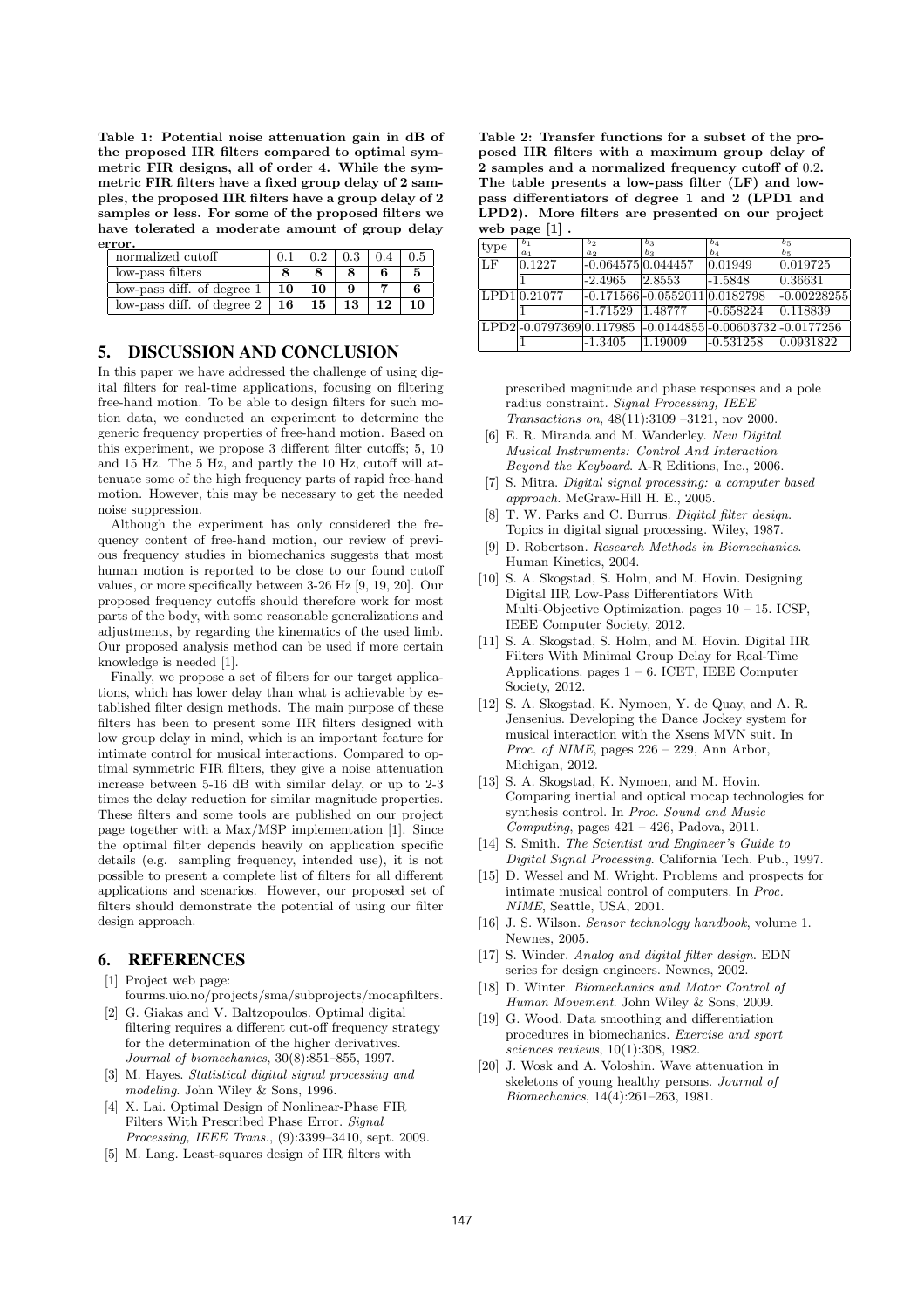**Table 1: Potential noise attenuation gain in dB of the proposed IIR filters compared to optimal symmetric FIR designs, all of order 4. While the symmetric FIR filters have a fixed group delay of 2 samples, the proposed IIR filters have a group delay of 2 samples or less. For some of the proposed filters we have tolerated a moderate amount of group delay error.**

| normalized cutoff | 0.1 | 0.2 | 0.3 | 0.4 | 0.5 |
|---|---|---|---|---|---|
| low-pass filters | **8** | **8** | **8** | **6** | **5** |
| low-pass diff. of degree 1 | **10** | **10** | **9** | **7** | **6** |
| low-pass diff. of degree 2 | **16** | **15** | **13** | **12** | **10** |

## 5. DISCUSSION AND CONCLUSION

In this paper we have addressed the challenge of using digital filters for real-time applications, focusing on filtering free-hand motion. To be able to design filters for such motion data, we conducted an experiment to determine the generic frequency properties of free-hand motion. Based on this experiment, we propose 3 different filter cutoffs; 5, 10 and 15 Hz. The 5 Hz, and partly the 10 Hz, cutoff will attenuate some of the high frequency parts of rapid free-hand motion. However, this may be necessary to get the needed noise suppression.

Although the experiment has only considered the frequency content of free-hand motion, our review of previous frequency studies in biomechanics suggests that most human motion is reported to be close to our found cutoff values, or more specifically between 3-26 Hz [9, 19, 20]. Our proposed frequency cutoffs should therefore work for most parts of the body, with some reasonable generalizations and adjustments, by regarding the kinematics of the used limb. Our proposed analysis method can be used if more certain knowledge is needed [1].

Finally, we propose a set of filters for our target applications, which has lower delay than what is achievable by established filter design methods. The main purpose of these filters has been to present some IIR filters designed with low group delay in mind, which is an important feature for intimate control for musical interactions. Compared to optimal symmetric FIR filters, they give a noise attenuation increase between 5-16 dB with similar delay, or up to 2-3 times the delay reduction for similar magnitude properties. These filters and some tools are published on our project page together with a Max/MSP implementation [1]. Since the optimal filter depends heavily on application specific details (e.g. sampling frequency, intended use), it is not possible to present a complete list of filters for all different applications and scenarios. However, our proposed set of filters should demonstrate the potential of using our filter design approach.

**Table 2: Transfer functions for a subset of the proposed IIR filters with a maximum group delay of 2 samples and a normalized frequency cutoff of 0.2. The table presents a low-pass filter (LF) and low-pass differentiators of degree 1 and 2 (LPD1 and LPD2). More filters are presented on our project web page [1] .**

| type | $b_1$ / $a_1$ | $b_2$ / $a_2$ | $b_3$ / $b_3$ | $b_4$ / $b_4$ | $b_5$ / $b_5$ |
|---|---|---|---|---|---|
| LF | 0.1227 | -0.064575 | 0.044457 | 0.01949 | 0.019725 |
| | 1 | -2.4965 | 2.8553 | -1.5848 | 0.36631 |
| LPD1 | 0.21077 | -0.171566 | -0.0552011 | 0.0182798 | -0.00228255 |
| | 1 | -1.71529 | 1.48777 | -0.658224 | 0.118839 |
| LPD2 | -0.0797369 | 0.117985 | -0.0144855 | -0.00603732 | -0.0177256 |
| | 1 | -1.3405 | 1.19009 | -0.531258 | 0.0931822 |

## 6. REFERENCES

[1] Project web page: fourms.uio.no/projects/sma/subprojects/mocapfilters.

[2] G. Giakas and V. Baltzopoulos. Optimal digital filtering requires a different cut-off frequency strategy for the determination of the higher derivatives. *Journal of biomechanics*, 30(8):851–855, 1997.

[3] M. Hayes. *Statistical digital signal processing and modeling*. John Wiley & Sons, 1996.

[4] X. Lai. Optimal Design of Nonlinear-Phase FIR Filters With Prescribed Phase Error. *Signal Processing, IEEE Trans.*, (9):3399–3410, sept. 2009.

[5] M. Lang. Least-squares design of IIR filters with prescribed magnitude and phase responses and a pole radius constraint. *Signal Processing, IEEE Transactions on*, 48(11):3109 –3121, nov 2000.

[6] E. R. Miranda and M. Wanderley. *New Digital Musical Instruments: Control And Interaction Beyond the Keyboard*. A-R Editions, Inc., 2006.

[7] S. Mitra. *Digital signal processing: a computer based approach*. McGraw-Hill H. E., 2005.

[8] T. W. Parks and C. Burrus. *Digital filter design*. Topics in digital signal processing. Wiley, 1987.

[9] D. Robertson. *Research Methods in Biomechanics*. Human Kinetics, 2004.

[10] S. A. Skogstad, S. Holm, and M. Hovin. Designing Digital IIR Low-Pass Differentiators With Multi-Objective Optimization. pages 10 – 15. ICSP, IEEE Computer Society, 2012.

[11] S. A. Skogstad, S. Holm, and M. Hovin. Digital IIR Filters With Minimal Group Delay for Real-Time Applications. pages 1 – 6. ICET, IEEE Computer Society, 2012.

[12] S. A. Skogstad, K. Nymoen, Y. de Quay, and A. R. Jensenius. Developing the Dance Jockey system for musical interaction with the Xsens MVN suit. In *Proc. of NIME*, pages 226 – 229, Ann Arbor, Michigan, 2012.

[13] S. A. Skogstad, K. Nymoen, and M. Hovin. Comparing inertial and optical mocap technologies for synthesis control. In *Proc. Sound and Music Computing*, pages 421 – 426, Padova, 2011.

[14] S. Smith. *The Scientist and Engineer's Guide to Digital Signal Processing*. California Tech. Pub., 1997.

[15] D. Wessel and M. Wright. Problems and prospects for intimate musical control of computers. In *Proc. NIME*, Seattle, USA, 2001.

[16] J. S. Wilson. *Sensor technology handbook*, volume 1. Newnes, 2005.

[17] S. Winder. *Analog and digital filter design*. EDN series for design engineers. Newnes, 2002.

[18] D. Winter. *Biomechanics and Motor Control of Human Movement*. John Wiley & Sons, 2009.

[19] G. Wood. Data smoothing and differentiation procedures in biomechanics. *Exercise and sport sciences reviews*, 10(1):308, 1982.

[20] J. Wosk and A. Voloshin. Wave attenuation in skeletons of young healthy persons. *Journal of Biomechanics*, 14(4):261–263, 1981.